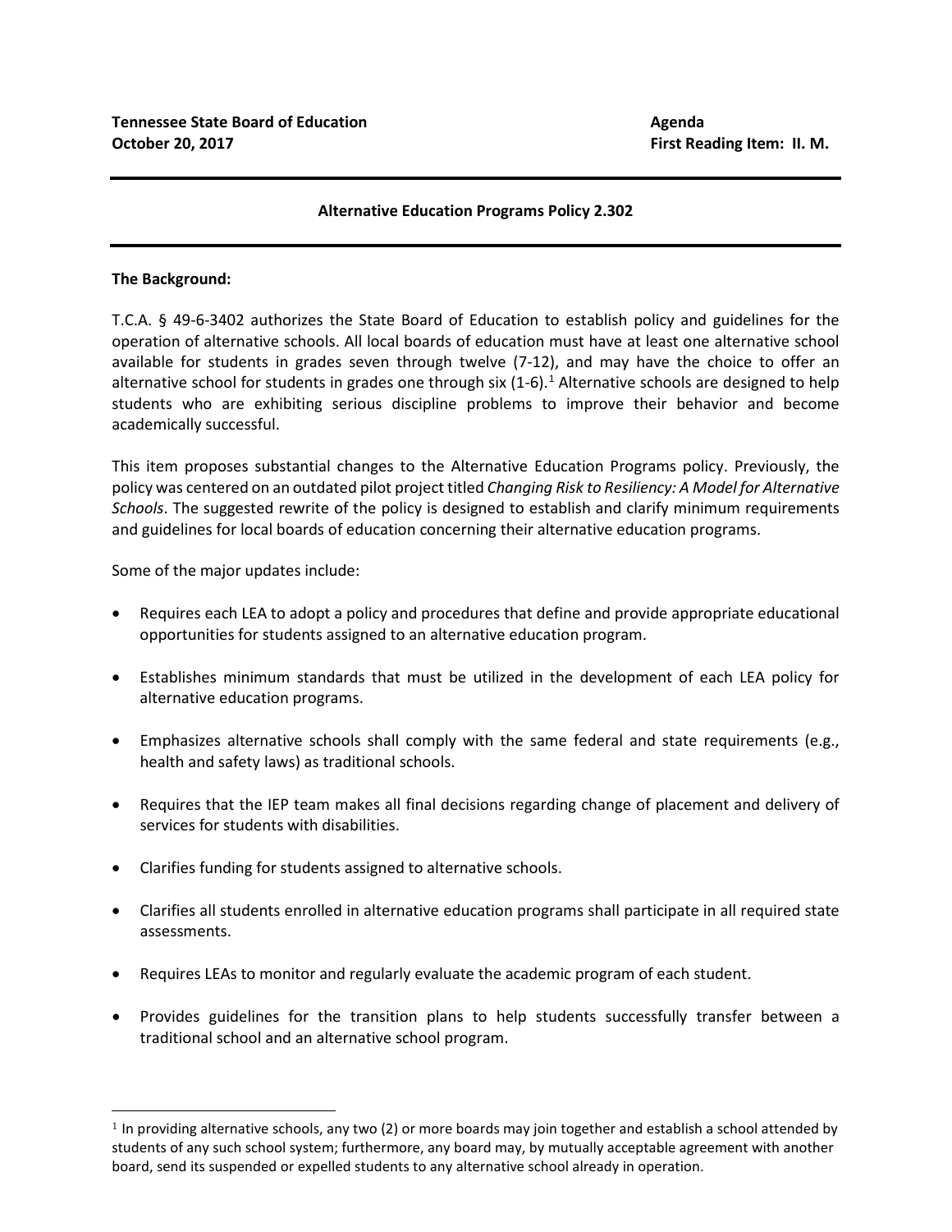**Tennessee State Board of Education**
**October 20, 2017**

**Agenda**
**First Reading Item: II. M.**

---

## Alternative Education Programs Policy 2.302

---

**The Background:**

T.C.A. § 49-6-3402 authorizes the State Board of Education to establish policy and guidelines for the operation of alternative schools. All local boards of education must have at least one alternative school available for students in grades seven through twelve (7-12), and may have the choice to offer an alternative school for students in grades one through six (1-6).[1] Alternative schools are designed to help students who are exhibiting serious discipline problems to improve their behavior and become academically successful.

This item proposes substantial changes to the Alternative Education Programs policy. Previously, the policy was centered on an outdated pilot project titled *Changing Risk to Resiliency: A Model for Alternative Schools*. The suggested rewrite of the policy is designed to establish and clarify minimum requirements and guidelines for local boards of education concerning their alternative education programs.

Some of the major updates include:

- Requires each LEA to adopt a policy and procedures that define and provide appropriate educational opportunities for students assigned to an alternative education program.
- Establishes minimum standards that must be utilized in the development of each LEA policy for alternative education programs.
- Emphasizes alternative schools shall comply with the same federal and state requirements (e.g., health and safety laws) as traditional schools.
- Requires that the IEP team makes all final decisions regarding change of placement and delivery of services for students with disabilities.
- Clarifies funding for students assigned to alternative schools.
- Clarifies all students enrolled in alternative education programs shall participate in all required state assessments.
- Requires LEAs to monitor and regularly evaluate the academic program of each student.
- Provides guidelines for the transition plans to help students successfully transfer between a traditional school and an alternative school program.

---

[1] In providing alternative schools, any two (2) or more boards may join together and establish a school attended by students of any such school system; furthermore, any board may, by mutually acceptable agreement with another board, send its suspended or expelled students to any alternative school already in operation.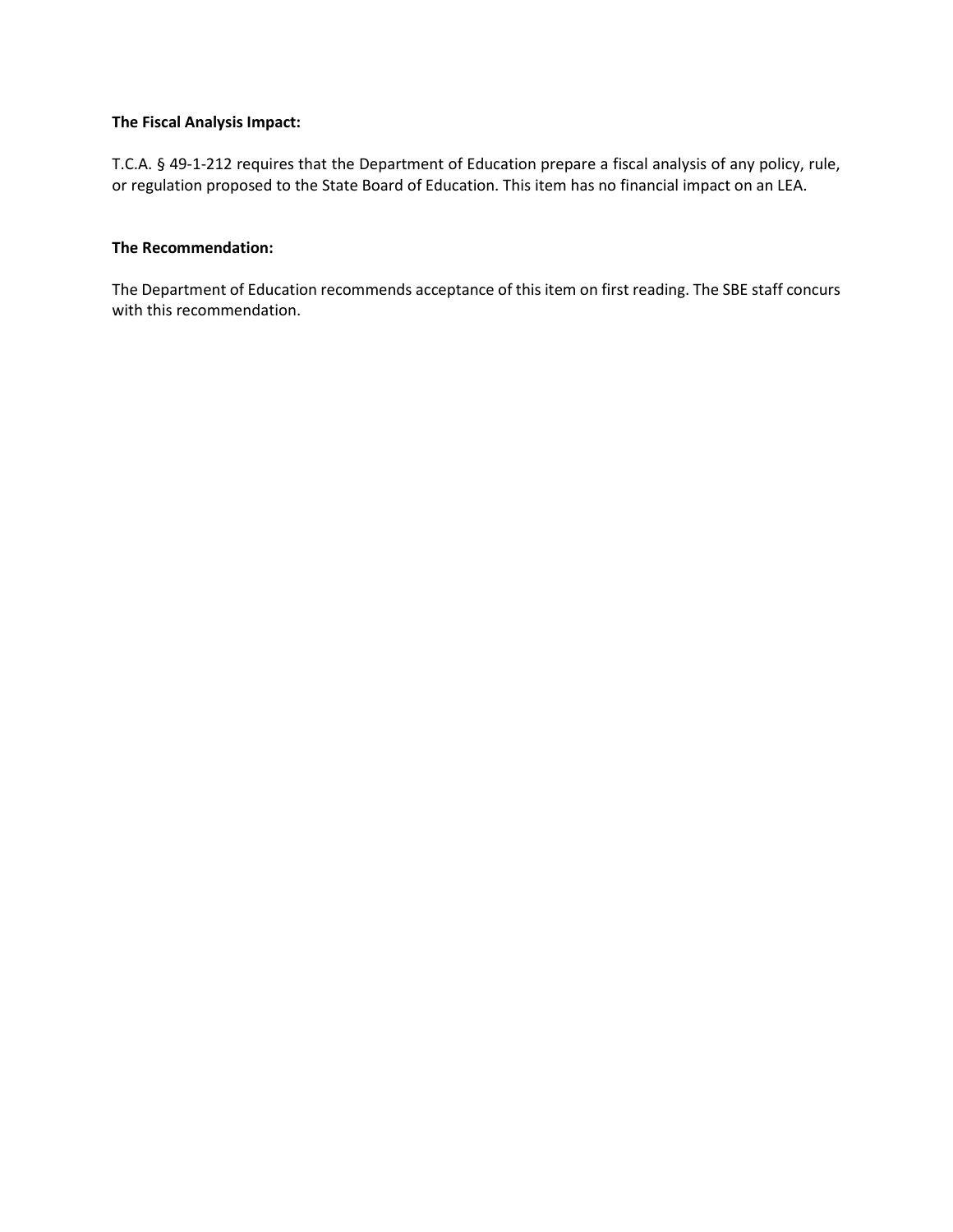**The Fiscal Analysis Impact:**

T.C.A. § 49-1-212 requires that the Department of Education prepare a fiscal analysis of any policy, rule, or regulation proposed to the State Board of Education. This item has no financial impact on an LEA.

**The Recommendation:**

The Department of Education recommends acceptance of this item on first reading. The SBE staff concurs with this recommendation.